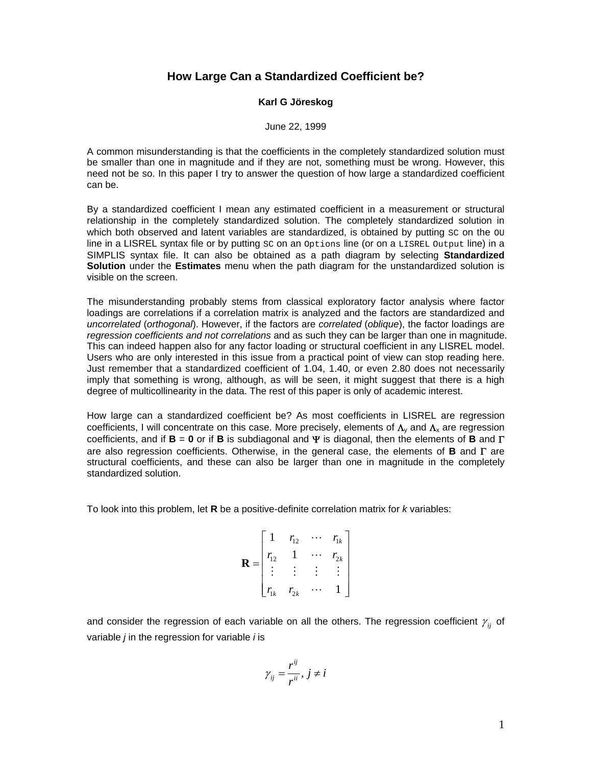# How Large Can a Standardized Coefficient be?

**Karl G Jöreskog**

June 22, 1999

A common misunderstanding is that the coefficients in the completely standardized solution must be smaller than one in magnitude and if they are not, something must be wrong. However, this need not be so. In this paper I try to answer the question of how large a standardized coefficient can be.

By a standardized coefficient I mean any estimated coefficient in a measurement or structural relationship in the completely standardized solution. The completely standardized solution in which both observed and latent variables are standardized, is obtained by putting `SC` on the `OU` line in a LISREL syntax file or by putting `SC` on an `Options` line (or on a `LISREL Output` line) in a SIMPLIS syntax file. It can also be obtained as a path diagram by selecting **Standardized Solution** under the **Estimates** menu when the path diagram for the unstandardized solution is visible on the screen.

The misunderstanding probably stems from classical exploratory factor analysis where factor loadings are correlations if a correlation matrix is analyzed and the factors are standardized and *uncorrelated* (*orthogonal*). However, if the factors are *correlated* (*oblique*), the factor loadings are *regression coefficients and not correlations* and as such they can be larger than one in magnitude. This can indeed happen also for any factor loading or structural coefficient in any LISREL model. Users who are only interested in this issue from a practical point of view can stop reading here. Just remember that a standardized coefficient of 1.04, 1.40, or even 2.80 does not necessarily imply that something is wrong, although, as will be seen, it might suggest that there is a high degree of multicollinearity in the data. The rest of this paper is only of academic interest.

How large can a standardized coefficient be? As most coefficients in LISREL are regression coefficients, I will concentrate on this case. More precisely, elements of $\mathbf{\Lambda}_y$ and $\mathbf{\Lambda}_x$ are regression coefficients, and if $\mathbf{B} = \mathbf{0}$ or if $\mathbf{B}$ is subdiagonal and $\mathbf{\Psi}$ is diagonal, then the elements of $\mathbf{B}$ and $\mathbf{\Gamma}$ are also regression coefficients. Otherwise, in the general case, the elements of $\mathbf{B}$ and $\mathbf{\Gamma}$ are structural coefficients, and these can also be larger than one in magnitude in the completely standardized solution.

To look into this problem, let $\mathbf{R}$ be a positive-definite correlation matrix for $k$ variables:

$$\mathbf{R} = \begin{bmatrix} 1 & r_{12} & \cdots & r_{1k} \\ r_{12} & 1 & \cdots & r_{2k} \\ \vdots & \vdots & \vdots & \vdots \\ r_{1k} & r_{2k} & \cdots & 1 \end{bmatrix}$$

and consider the regression of each variable on all the others. The regression coefficient $\gamma_{ij}$ of variable $j$ in the regression for variable $i$ is

$$\gamma_{ij} = \frac{r^{ij}}{r^{ii}}, \; j \neq i$$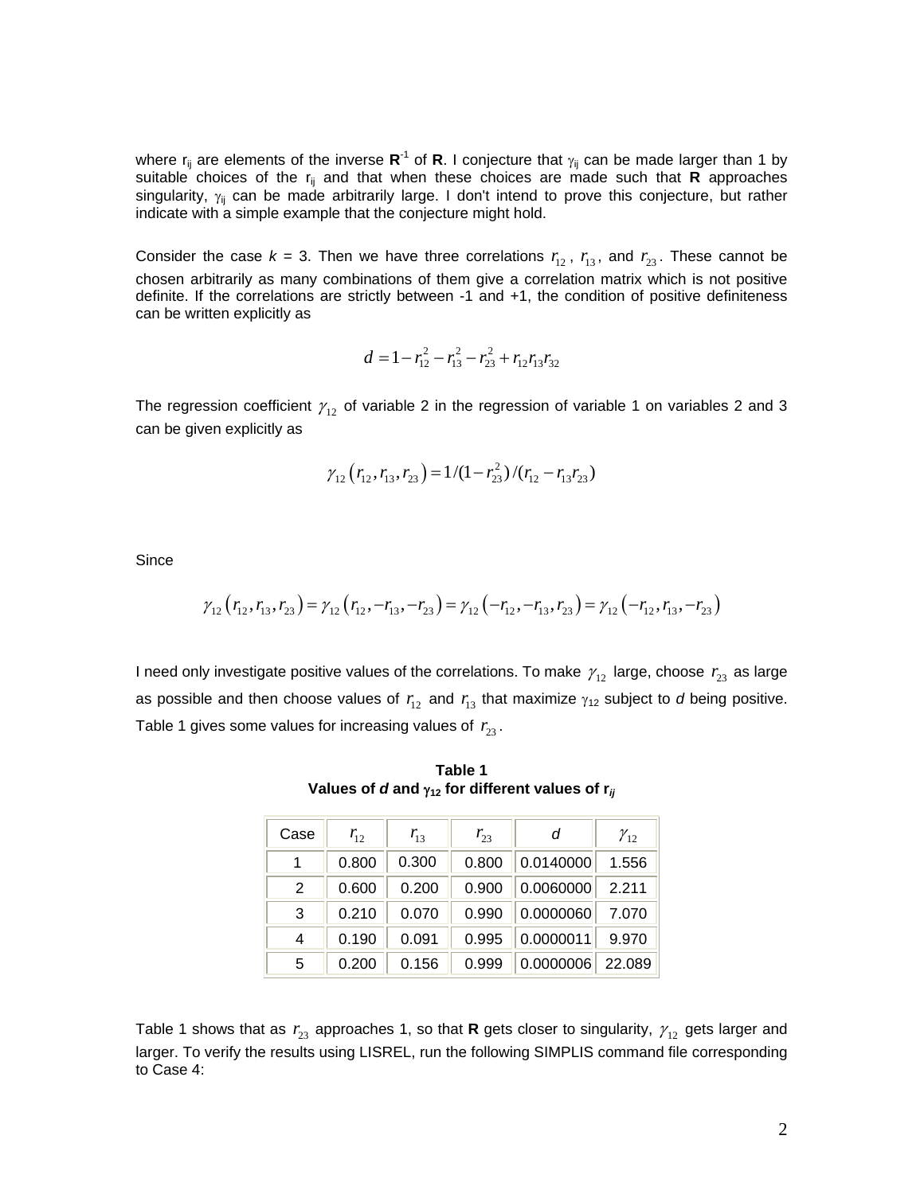where $r_{ij}$ are elements of the inverse $\mathbf{R}^{-1}$ of $\mathbf{R}$. I conjecture that $\gamma_{ij}$ can be made larger than 1 by suitable choices of the $r_{ij}$ and that when these choices are made such that $\mathbf{R}$ approaches singularity, $\gamma_{ij}$ can be made arbitrarily large. I don't intend to prove this conjecture, but rather indicate with a simple example that the conjecture might hold.

Consider the case $k$ = 3. Then we have three correlations $r_{12}$, $r_{13}$, and $r_{23}$. These cannot be chosen arbitrarily as many combinations of them give a correlation matrix which is not positive definite. If the correlations are strictly between -1 and +1, the condition of positive definiteness can be written explicitly as

$$d = 1 - r_{12}^2 - r_{13}^2 - r_{23}^2 + r_{12}r_{13}r_{32}$$

The regression coefficient $\gamma_{12}$ of variable 2 in the regression of variable 1 on variables 2 and 3 can be given explicitly as

$$\gamma_{12}\left(r_{12}, r_{13}, r_{23}\right) = 1/(1 - r_{23}^2)/(r_{12} - r_{13}r_{23})$$

Since

$$\gamma_{12}\left(r_{12}, r_{13}, r_{23}\right) = \gamma_{12}\left(r_{12}, -r_{13}, -r_{23}\right) = \gamma_{12}\left(-r_{12}, -r_{13}, r_{23}\right) = \gamma_{12}\left(-r_{12}, r_{13}, -r_{23}\right)$$

I need only investigate positive values of the correlations. To make $\gamma_{12}$ large, choose $r_{23}$ as large as possible and then choose values of $r_{12}$ and $r_{13}$ that maximize $\gamma_{12}$ subject to $d$ being positive. Table 1 gives some values for increasing values of $r_{23}$.

**Table 1**
**Values of *d* and $\gamma_{12}$ for different values of $r_{ij}$**

| Case | $r_{12}$ | $r_{13}$ | $r_{23}$ | $d$ | $\gamma_{12}$ |
|---|---|---|---|---|---|
| 1 | 0.800 | 0.300 | 0.800 | 0.0140000 | 1.556 |
| 2 | 0.600 | 0.200 | 0.900 | 0.0060000 | 2.211 |
| 3 | 0.210 | 0.070 | 0.990 | 0.0000060 | 7.070 |
| 4 | 0.190 | 0.091 | 0.995 | 0.0000011 | 9.970 |
| 5 | 0.200 | 0.156 | 0.999 | 0.0000006 | 22.089 |

Table 1 shows that as $r_{23}$ approaches 1, so that $\mathbf{R}$ gets closer to singularity, $\gamma_{12}$ gets larger and larger. To verify the results using LISREL, run the following SIMPLIS command file corresponding to Case 4: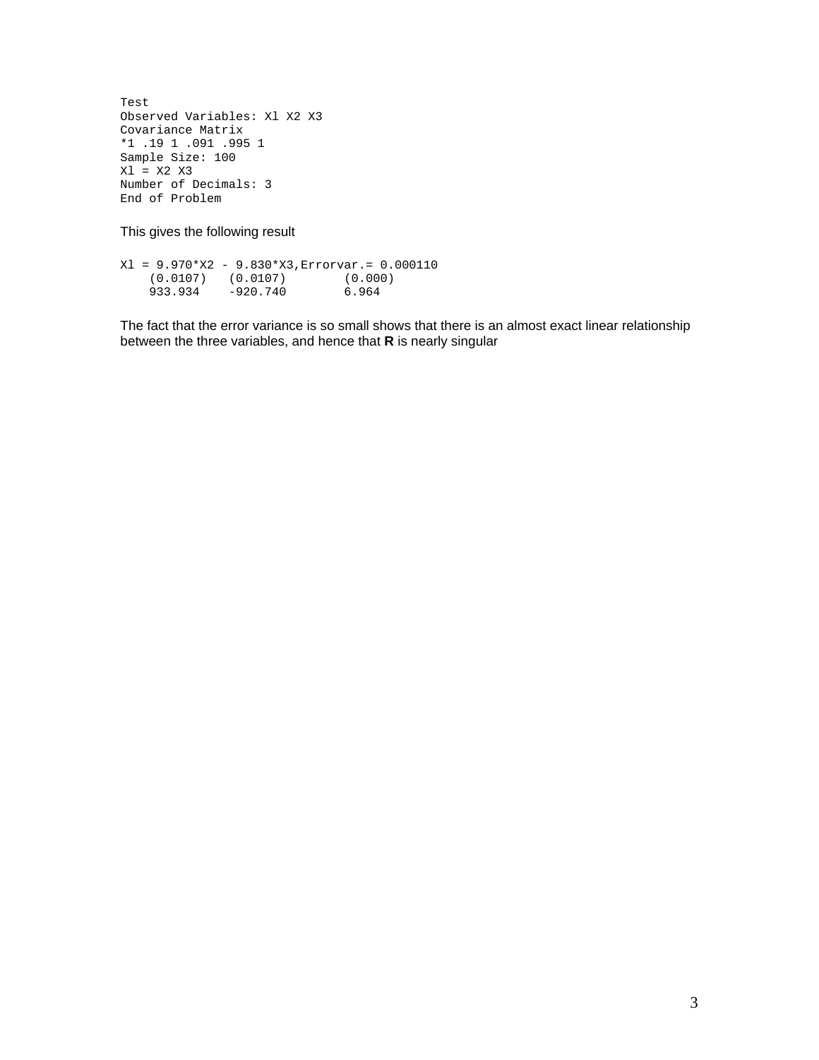```
Test
Observed Variables: Xl X2 X3
Covariance Matrix
*1 .19 1 .091 .995 1
Sample Size: 100
Xl = X2 X3
Number of Decimals: 3
End of Problem
```

This gives the following result

```
Xl = 9.970*X2 - 9.830*X3,Errorvar.= 0.000110
    (0.0107)   (0.0107)        (0.000)
    933.934    -920.740        6.964
```

The fact that the error variance is so small shows that there is an almost exact linear relationship between the three variables, and hence that **R** is nearly singular